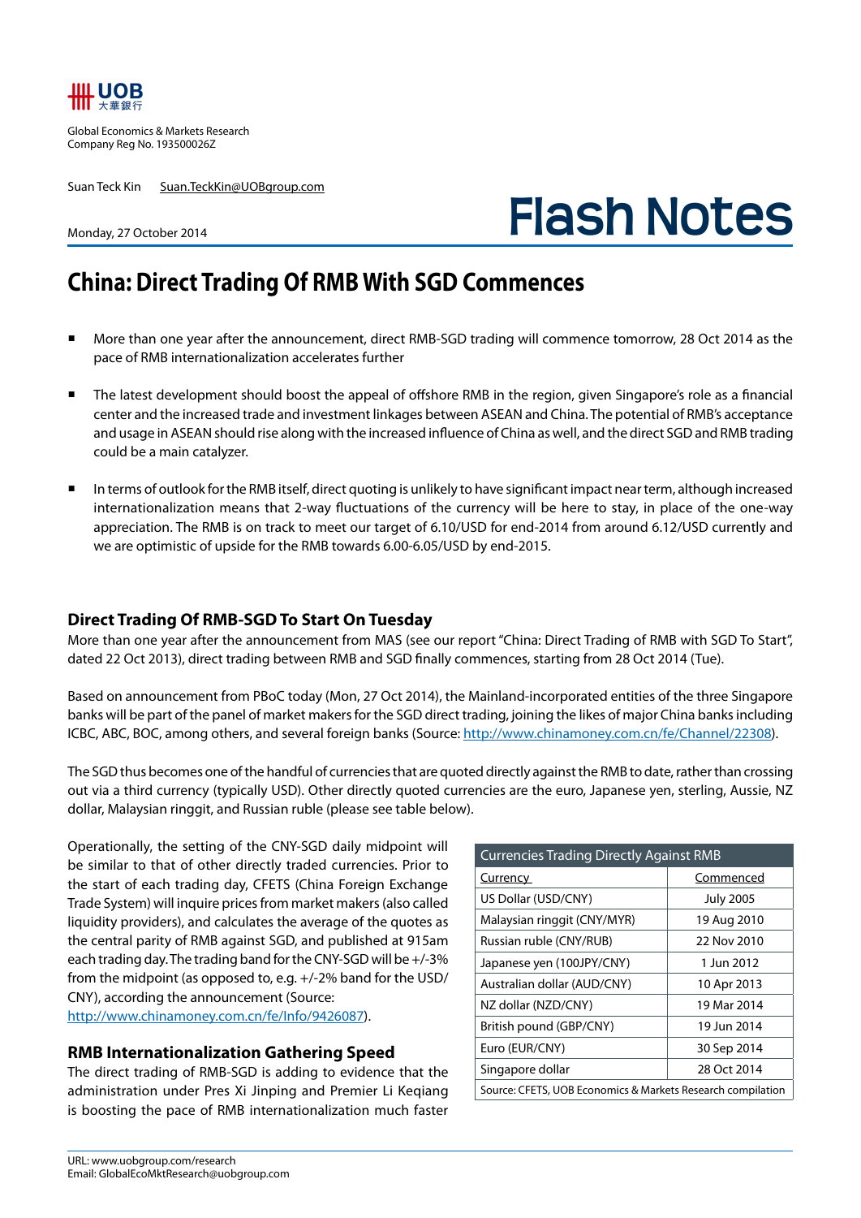UOB 大華銀行

Global Economics & Markets Research
Company Reg No. 193500026Z

Suan Teck Kin Suan.TeckKin@UOBgroup.com

Monday, 27 October 2014

# Flash Notes

## China: Direct Trading Of RMB With SGD Commences

- More than one year after the announcement, direct RMB-SGD trading will commence tomorrow, 28 Oct 2014 as the pace of RMB internationalization accelerates further
- The latest development should boost the appeal of offshore RMB in the region, given Singapore's role as a financial center and the increased trade and investment linkages between ASEAN and China. The potential of RMB's acceptance and usage in ASEAN should rise along with the increased influence of China as well, and the direct SGD and RMB trading could be a main catalyzer.
- In terms of outlook for the RMB itself, direct quoting is unlikely to have significant impact near term, although increased internationalization means that 2-way fluctuations of the currency will be here to stay, in place of the one-way appreciation. The RMB is on track to meet our target of 6.10/USD for end-2014 from around 6.12/USD currently and we are optimistic of upside for the RMB towards 6.00-6.05/USD by end-2015.

### Direct Trading Of RMB-SGD To Start On Tuesday

More than one year after the announcement from MAS (see our report "China: Direct Trading of RMB with SGD To Start", dated 22 Oct 2013), direct trading between RMB and SGD finally commences, starting from 28 Oct 2014 (Tue).

Based on announcement from PBoC today (Mon, 27 Oct 2014), the Mainland-incorporated entities of the three Singapore banks will be part of the panel of market makers for the SGD direct trading, joining the likes of major China banks including ICBC, ABC, BOC, among others, and several foreign banks (Source: http://www.chinamoney.com.cn/fe/Channel/22308).

The SGD thus becomes one of the handful of currencies that are quoted directly against the RMB to date, rather than crossing out via a third currency (typically USD). Other directly quoted currencies are the euro, Japanese yen, sterling, Aussie, NZ dollar, Malaysian ringgit, and Russian ruble (please see table below).

Operationally, the setting of the CNY-SGD daily midpoint will be similar to that of other directly traded currencies. Prior to the start of each trading day, CFETS (China Foreign Exchange Trade System) will inquire prices from market makers (also called liquidity providers), and calculates the average of the quotes as the central parity of RMB against SGD, and published at 915am each trading day. The trading band for the CNY-SGD will be +/-3% from the midpoint (as opposed to, e.g. +/-2% band for the USD/CNY), according the announcement (Source: http://www.chinamoney.com.cn/fe/Info/9426087).

| Currencies Trading Directly Against RMB | |
|---|---|
| Currency | Commenced |
| US Dollar (USD/CNY) | July 2005 |
| Malaysian ringgit (CNY/MYR) | 19 Aug 2010 |
| Russian ruble (CNY/RUB) | 22 Nov 2010 |
| Japanese yen (100JPY/CNY) | 1 Jun 2012 |
| Australian dollar (AUD/CNY) | 10 Apr 2013 |
| NZ dollar (NZD/CNY) | 19 Mar 2014 |
| British pound (GBP/CNY) | 19 Jun 2014 |
| Euro (EUR/CNY) | 30 Sep 2014 |
| Singapore dollar | 28 Oct 2014 |

Source: CFETS, UOB Economics & Markets Research compilation

### RMB Internationalization Gathering Speed

The direct trading of RMB-SGD is adding to evidence that the administration under Pres Xi Jinping and Premier Li Keqiang is boosting the pace of RMB internationalization much faster

URL: www.uobgroup.com/research
Email: GlobalEcoMktResearch@uobgroup.com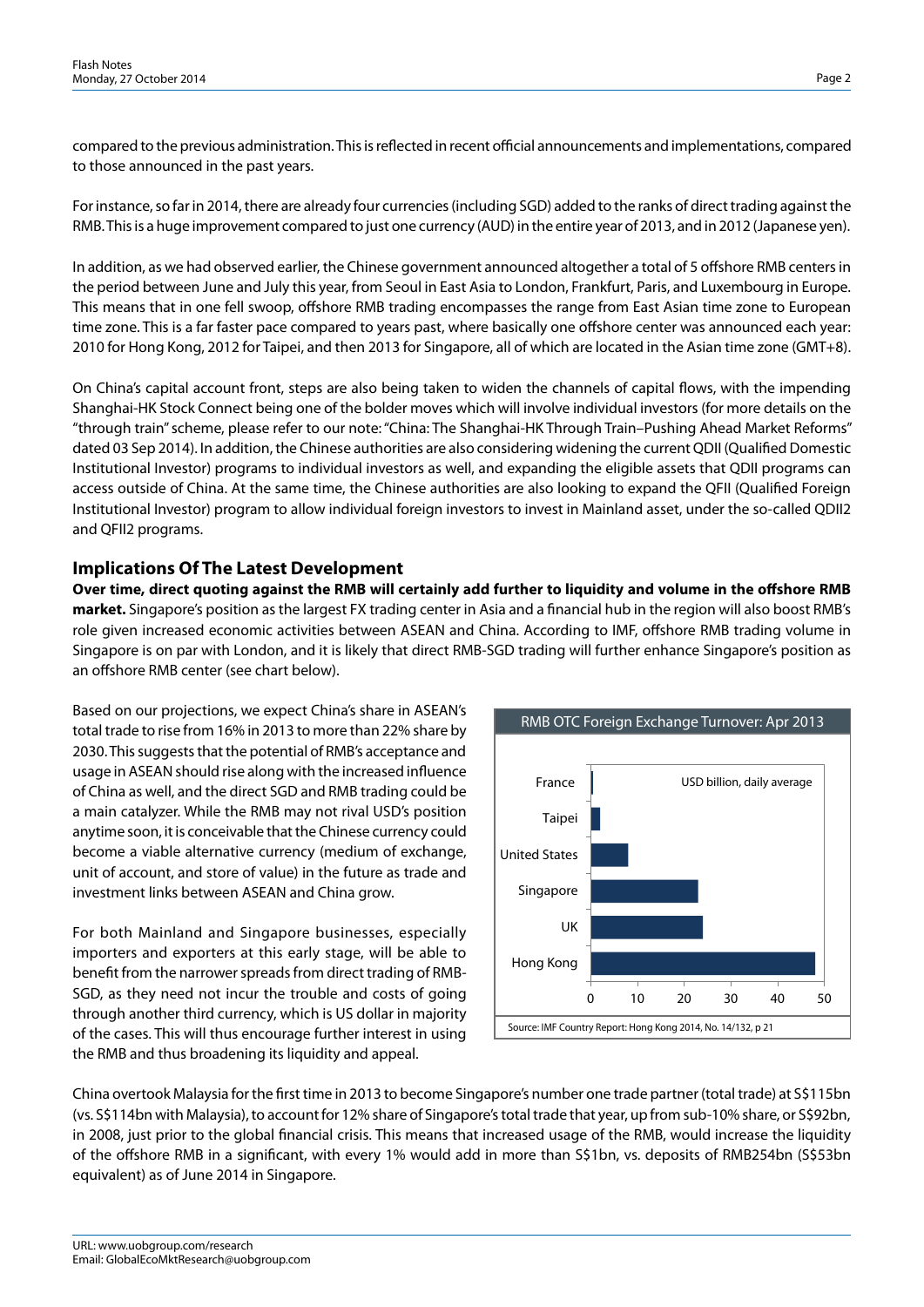compared to the previous administration. This is reflected in recent official announcements and implementations, compared to those announced in the past years.

For instance, so far in 2014, there are already four currencies (including SGD) added to the ranks of direct trading against the RMB. This is a huge improvement compared to just one currency (AUD) in the entire year of 2013, and in 2012 (Japanese yen).

In addition, as we had observed earlier, the Chinese government announced altogether a total of 5 offshore RMB centers in the period between June and July this year, from Seoul in East Asia to London, Frankfurt, Paris, and Luxembourg in Europe. This means that in one fell swoop, offshore RMB trading encompasses the range from East Asian time zone to European time zone. This is a far faster pace compared to years past, where basically one offshore center was announced each year: 2010 for Hong Kong, 2012 for Taipei, and then 2013 for Singapore, all of which are located in the Asian time zone (GMT+8).

On China's capital account front, steps are also being taken to widen the channels of capital flows, with the impending Shanghai-HK Stock Connect being one of the bolder moves which will involve individual investors (for more details on the "through train" scheme, please refer to our note: "China: The Shanghai-HK Through Train–Pushing Ahead Market Reforms" dated 03 Sep 2014). In addition, the Chinese authorities are also considering widening the current QDII (Qualified Domestic Institutional Investor) programs to individual investors as well, and expanding the eligible assets that QDII programs can access outside of China. At the same time, the Chinese authorities are also looking to expand the QFII (Qualified Foreign Institutional Investor) program to allow individual foreign investors to invest in Mainland asset, under the so-called QDII2 and QFII2 programs.

## Implications Of The Latest Development

**Over time, direct quoting against the RMB will certainly add further to liquidity and volume in the offshore RMB market.** Singapore's position as the largest FX trading center in Asia and a financial hub in the region will also boost RMB's role given increased economic activities between ASEAN and China. According to IMF, offshore RMB trading volume in Singapore is on par with London, and it is likely that direct RMB-SGD trading will further enhance Singapore's position as an offshore RMB center (see chart below).

Based on our projections, we expect China's share in ASEAN's total trade to rise from 16% in 2013 to more than 22% share by 2030. This suggests that the potential of RMB's acceptance and usage in ASEAN should rise along with the increased influence of China as well, and the direct SGD and RMB trading could be a main catalyzer. While the RMB may not rival USD's position anytime soon, it is conceivable that the Chinese currency could become a viable alternative currency (medium of exchange, unit of account, and store of value) in the future as trade and investment links between ASEAN and China grow.

For both Mainland and Singapore businesses, especially importers and exporters at this early stage, will be able to benefit from the narrower spreads from direct trading of RMB-SGD, as they need not incur the trouble and costs of going through another third currency, which is US dollar in majority of the cases. This will thus encourage further interest in using the RMB and thus broadening its liquidity and appeal.

**RMB OTC Foreign Exchange Turnover: Apr 2013**

USD billion, daily average

| Location | Turnover (approx.) |
| --- | --- |
| France | ~0.5 |
| Taipei | ~2 |
| United States | ~8 |
| Singapore | ~23 |
| UK | ~24 |
| Hong Kong | ~48 |

Source: IMF Country Report: Hong Kong 2014, No. 14/132, p 21

China overtook Malaysia for the first time in 2013 to become Singapore's number one trade partner (total trade) at S$115bn (vs. S$114bn with Malaysia), to account for 12% share of Singapore's total trade that year, up from sub-10% share, or S$92bn, in 2008, just prior to the global financial crisis. This means that increased usage of the RMB, would increase the liquidity of the offshore RMB in a significant, with every 1% would add in more than S$1bn, vs. deposits of RMB254bn (S$53bn equivalent) as of June 2014 in Singapore.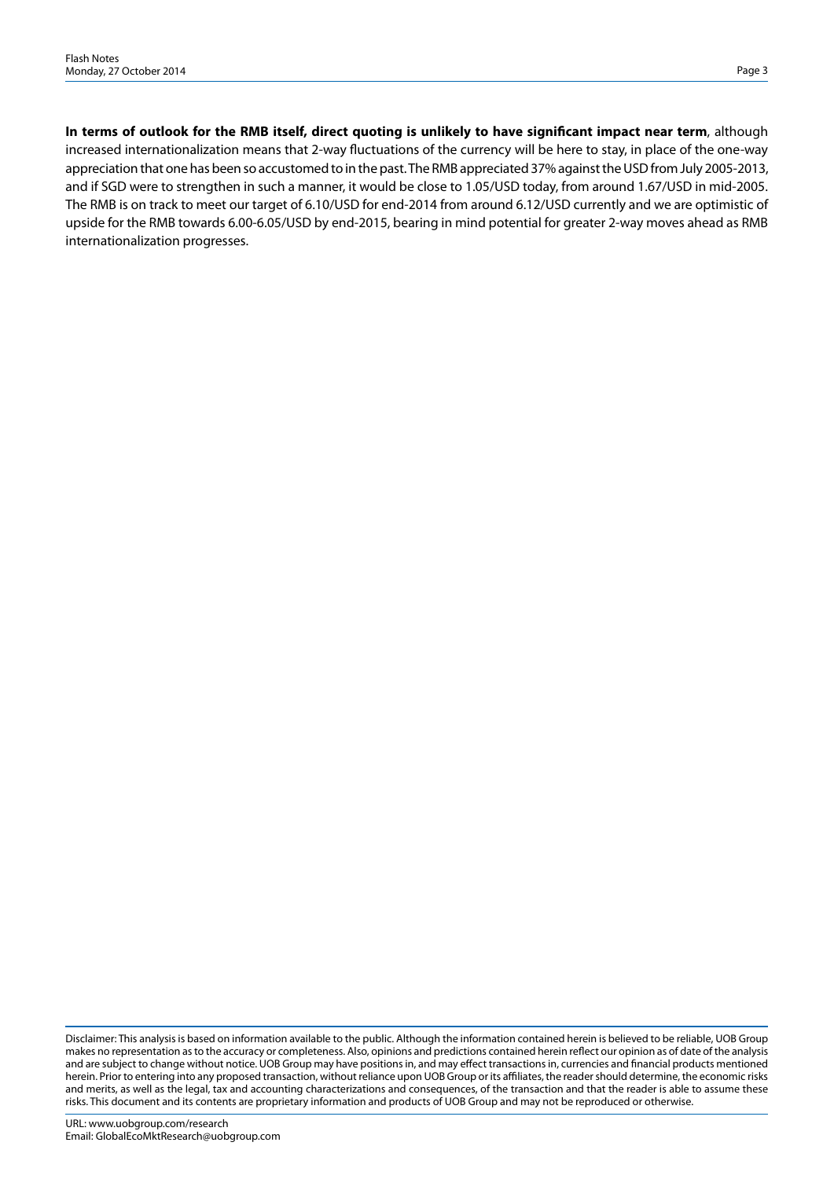**In terms of outlook for the RMB itself, direct quoting is unlikely to have significant impact near term**, although increased internationalization means that 2-way fluctuations of the currency will be here to stay, in place of the one-way appreciation that one has been so accustomed to in the past. The RMB appreciated 37% against the USD from July 2005-2013, and if SGD were to strengthen in such a manner, it would be close to 1.05/USD today, from around 1.67/USD in mid-2005. The RMB is on track to meet our target of 6.10/USD for end-2014 from around 6.12/USD currently and we are optimistic of upside for the RMB towards 6.00-6.05/USD by end-2015, bearing in mind potential for greater 2-way moves ahead as RMB internationalization progresses.

Disclaimer: This analysis is based on information available to the public. Although the information contained herein is believed to be reliable, UOB Group makes no representation as to the accuracy or completeness. Also, opinions and predictions contained herein reflect our opinion as of date of the analysis and are subject to change without notice. UOB Group may have positions in, and may effect transactions in, currencies and financial products mentioned herein. Prior to entering into any proposed transaction, without reliance upon UOB Group or its affiliates, the reader should determine, the economic risks and merits, as well as the legal, tax and accounting characterizations and consequences, of the transaction and that the reader is able to assume these risks. This document and its contents are proprietary information and products of UOB Group and may not be reproduced or otherwise.

URL: www.uobgroup.com/research
Email: GlobalEcoMktResearch@uobgroup.com